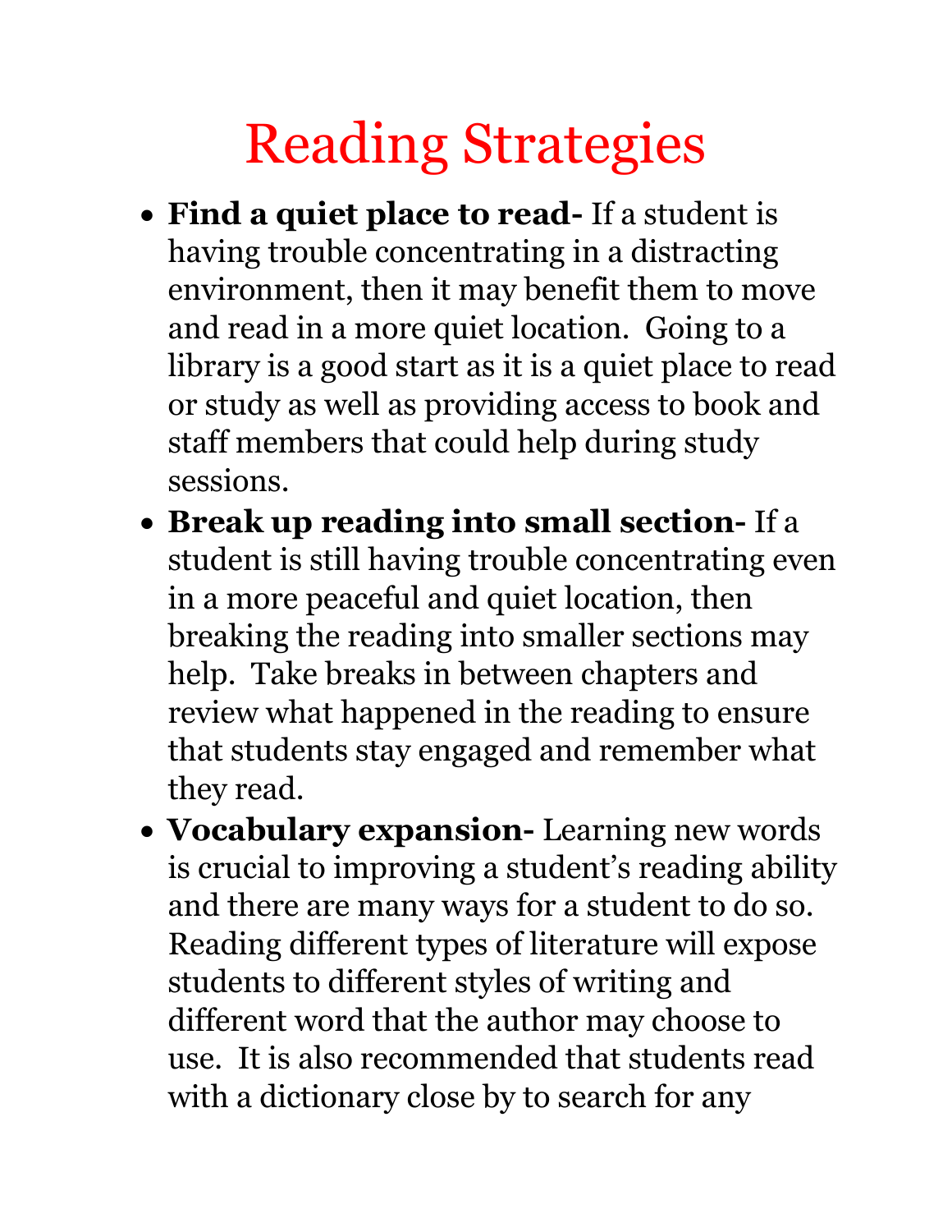# Reading Strategies

- **Find a quiet place to read-** If a student is having trouble concentrating in a distracting environment, then it may benefit them to move and read in a more quiet location. Going to a library is a good start as it is a quiet place to read or study as well as providing access to book and staff members that could help during study sessions.
- **Break up reading into small section-** If a student is still having trouble concentrating even in a more peaceful and quiet location, then breaking the reading into smaller sections may help. Take breaks in between chapters and review what happened in the reading to ensure that students stay engaged and remember what they read.
- **Vocabulary expansion-** Learning new words is crucial to improving a student's reading ability and there are many ways for a student to do so. Reading different types of literature will expose students to different styles of writing and different word that the author may choose to use. It is also recommended that students read with a dictionary close by to search for any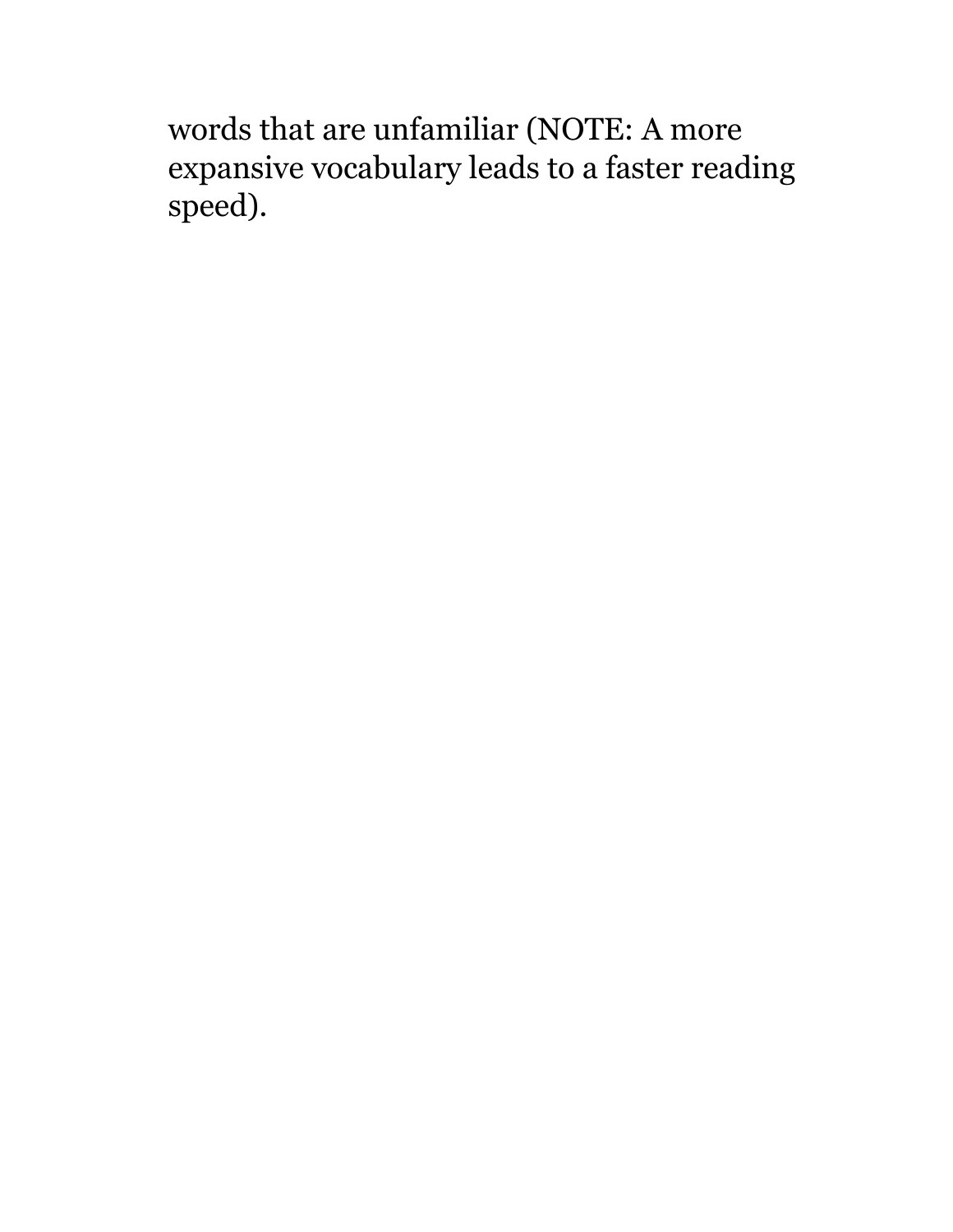words that are unfamiliar (NOTE: A more expansive vocabulary leads to a faster reading speed).